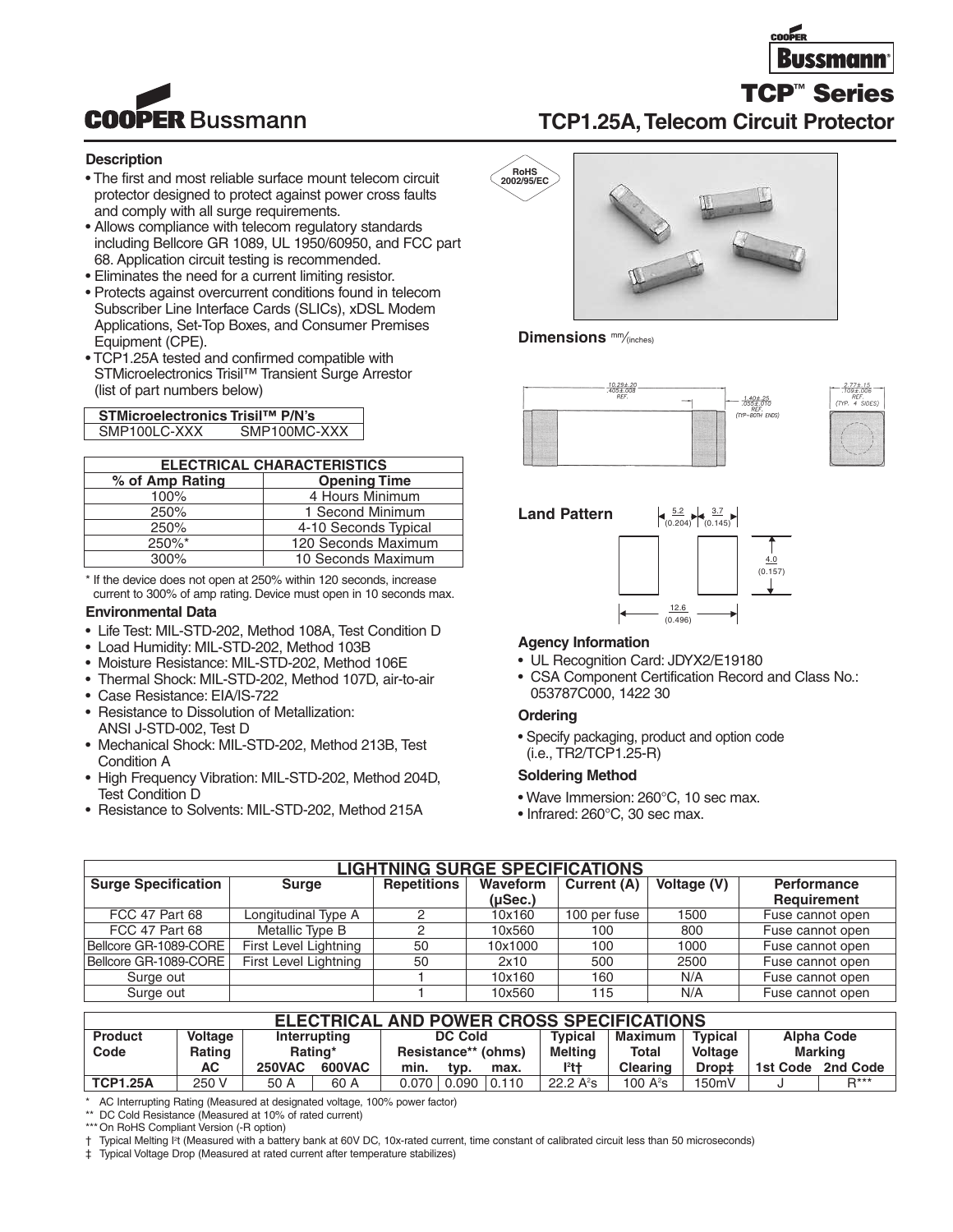# TCP™ Series

## TCP1.25A, Telecom Circuit Protector

### Description

- The first and most reliable surface mount telecom circuit protector designed to protect against power cross faults and comply with all surge requirements.
- Allows compliance with telecom regulatory standards including Bellcore GR 1089, UL 1950/60950, and FCC part 68. Application circuit testing is recommended.
- Eliminates the need for a current limiting resistor.
- Protects against overcurrent conditions found in telecom Subscriber Line Interface Cards (SLICs), xDSL Modem Applications, Set-Top Boxes, and Consumer Premises Equipment (CPE).
- TCP1.25A tested and confirmed compatible with STMicroelectronics Trisil™ Transient Surge Arrestor (list of part numbers below)

| STMicroelectronics Trisil™ P/N's | |
|---|---|
| SMP100LC-XXX | SMP100MC-XXX |

| ELECTRICAL CHARACTERISTICS | |
|---|---|
| % of Amp Rating | Opening Time |
| 100% | 4 Hours Minimum |
| 250% | 1 Second Minimum |
| 250% | 4-10 Seconds Typical |
| 250%* | 120 Seconds Maximum |
| 300% | 10 Seconds Maximum |

\* If the device does not open at 250% within 120 seconds, increase current to 300% of amp rating. Device must open in 10 seconds max.

### Environmental Data

- Life Test: MIL-STD-202, Method 108A, Test Condition D
- Load Humidity: MIL-STD-202, Method 103B
- Moisture Resistance: MIL-STD-202, Method 106E
- Thermal Shock: MIL-STD-202, Method 107D, air-to-air
- Case Resistance: EIA/IS-722
- Resistance to Dissolution of Metallization: ANSI J-STD-002, Test D
- Mechanical Shock: MIL-STD-202, Method 213B, Test Condition A
- High Frequency Vibration: MIL-STD-202, Method 204D, Test Condition D
- Resistance to Solvents: MIL-STD-202, Method 215A

RoHS 2002/95/EC

### Dimensions mm/(inches)

10.29±.20 / .405±.008 REF.

1.40±.25 / .055±.010 REF. (TYP=BOTH ENDS)

2.77±.15 / .109±.006 REF. (TYP. 4 SIDES)

### Land Pattern

5.2 (0.204), 3.7 (0.145), 4.0 (0.157), 12.6 (0.496)

### Agency Information

- UL Recognition Card: JDYX2/E19180
- CSA Component Certification Record and Class No.: 053787C000, 1422 30

### Ordering

- Specify packaging, product and option code (i.e., TR2/TCP1.25-R)

### Soldering Method

- Wave Immersion: 260°C, 10 sec max.
- Infrared: 260°C, 30 sec max.

| LIGHTNING SURGE SPECIFICATIONS | | | | | | |
|---|---|---|---|---|---|---|
| Surge Specification | Surge | Repetitions | Waveform (μSec.) | Current (A) | Voltage (V) | Performance Requirement |
| FCC 47 Part 68 | Longitudinal Type A | 2 | 10x160 | 100 per fuse | 1500 | Fuse cannot open |
| FCC 47 Part 68 | Metallic Type B | 2 | 10x560 | 100 | 800 | Fuse cannot open |
| Bellcore GR-1089-CORE | First Level Lightning | 50 | 10x1000 | 100 | 1000 | Fuse cannot open |
| Bellcore GR-1089-CORE | First Level Lightning | 50 | 2x10 | 500 | 2500 | Fuse cannot open |
| Surge out | | 1 | 10x160 | 160 | N/A | Fuse cannot open |
| Surge out | | 1 | 10x560 | 115 | N/A | Fuse cannot open |

| ELECTRICAL AND POWER CROSS SPECIFICATIONS | | | | | | | | | | | |
|---|---|---|---|---|---|---|---|---|---|---|---|
| Product Code | Voltage Rating AC | Interrupting Rating* | | DC Cold Resistance** (ohms) | | | Typical Melting $I^2t$† | Maximum Total Clearing | Typical Voltage Drop‡ | Alpha Code Marking | |
| | | 250VAC | 600VAC | min. | typ. | max. | | | | 1st Code | 2nd Code |
| TCP1.25A | 250 V | 50 A | 60 A | 0.070 | 0.090 | 0.110 | 22.2 $A^2s$ | 100 $A^2s$ | 150mV | J | R*** |

\* AC Interrupting Rating (Measured at designated voltage, 100% power factor)

\*\* DC Cold Resistance (Measured at 10% of rated current)

\*\*\* On RoHS Compliant Version (-R option)

† Typical Melting $I^2t$ (Measured with a battery bank at 60V DC, 10x-rated current, time constant of calibrated circuit less than 50 microseconds)

‡ Typical Voltage Drop (Measured at rated current after temperature stabilizes)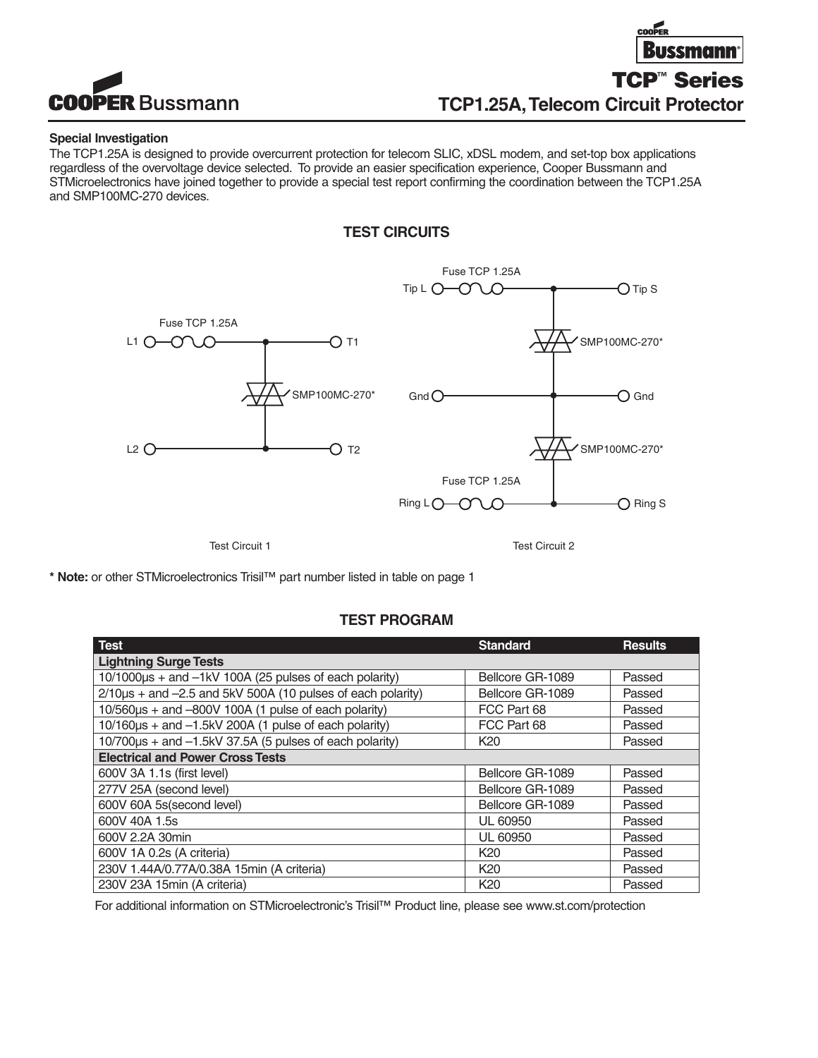# TCP™ Series

## TCP1.25A, Telecom Circuit Protector

**Special Investigation**

The TCP1.25A is designed to provide overcurrent protection for telecom SLIC, xDSL modem, and set-top box applications regardless of the overvoltage device selected. To provide an easier specification experience, Cooper Bussmann and STMicroelectronics have joined together to provide a special test report confirming the coordination between the TCP1.25A and SMP100MC-270 devices.

### TEST CIRCUITS

Test Circuit 1: L1 – Fuse TCP 1.25A – T1; SMP100MC-270* between T1 and L2/T2.

Test Circuit 2: Tip L – Fuse TCP 1.25A – Tip S; SMP100MC-270* between Tip and Gnd; SMP100MC-270* between Gnd and Ring; Ring L – Fuse TCP 1.25A – Ring S.

**\* Note:** or other STMicroelectronics Trisil™ part number listed in table on page 1

### TEST PROGRAM

| Test | Standard | Results |
|---|---|---|
| **Lightning Surge Tests** | | |
| 10/1000µs + and –1kV 100A (25 pulses of each polarity) | Bellcore GR-1089 | Passed |
| 2/10µs + and –2.5 and 5kV 500A (10 pulses of each polarity) | Bellcore GR-1089 | Passed |
| 10/560µs + and –800V 100A (1 pulse of each polarity) | FCC Part 68 | Passed |
| 10/160µs + and –1.5kV 200A (1 pulse of each polarity) | FCC Part 68 | Passed |
| 10/700µs + and –1.5kV 37.5A (5 pulses of each polarity) | K20 | Passed |
| **Electrical and Power Cross Tests** | | |
| 600V 3A 1.1s (first level) | Bellcore GR-1089 | Passed |
| 277V 25A (second level) | Bellcore GR-1089 | Passed |
| 600V 60A 5s(second level) | Bellcore GR-1089 | Passed |
| 600V 40A 1.5s | UL 60950 | Passed |
| 600V 2.2A 30min | UL 60950 | Passed |
| 600V 1A 0.2s (A criteria) | K20 | Passed |
| 230V 1.44A/0.77A/0.38A 15min (A criteria) | K20 | Passed |
| 230V 23A 15min (A criteria) | K20 | Passed |

For additional information on STMicroelectronic's Trisil™ Product line, please see www.st.com/protection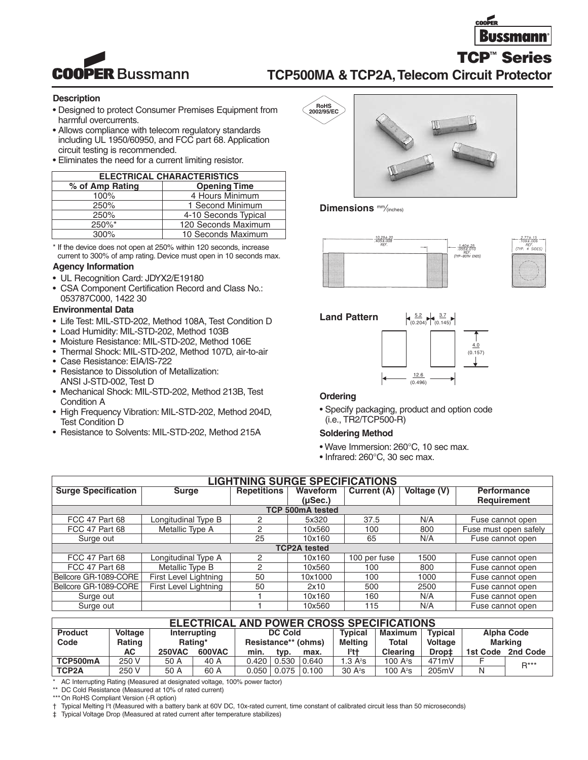# TCP™ Series

## TCP500MA & TCP2A, Telecom Circuit Protector

### Description

- Designed to protect Consumer Premises Equipment from harmful overcurrents.
- Allows compliance with telecom regulatory standards including UL 1950/60950, and FCC part 68. Application circuit testing is recommended.
- Eliminates the need for a current limiting resistor.

| ELECTRICAL CHARACTERISTICS | |
|---|---|
| **% of Amp Rating** | **Opening Time** |
| 100% | 4 Hours Minimum |
| 250% | 1 Second Minimum |
| 250% | 4-10 Seconds Typical |
| 250%* | 120 Seconds Maximum |
| 300% | 10 Seconds Maximum |

\* If the device does not open at 250% within 120 seconds, increase current to 300% of amp rating. Device must open in 10 seconds max.

### Agency Information

- UL Recognition Card: JDYX2/E19180
- CSA Component Certification Record and Class No.: 053787C000, 1422 30

### Environmental Data

- Life Test: MIL-STD-202, Method 108A, Test Condition D
- Load Humidity: MIL-STD-202, Method 103B
- Moisture Resistance: MIL-STD-202, Method 106E
- Thermal Shock: MIL-STD-202, Method 107D, air-to-air
- Case Resistance: EIA/IS-722
- Resistance to Dissolution of Metallization: ANSI J-STD-002, Test D
- Mechanical Shock: MIL-STD-202, Method 213B, Test Condition A
- High Frequency Vibration: MIL-STD-202, Method 204D, Test Condition D
- Resistance to Solvents: MIL-STD-202, Method 215A

RoHS 2002/95/EC

### Dimensions mm/(inches)

10.29±.20 / .405±.008 REF.

1.40±.25 / .055±.010 REF. (TYP–BOTH ENDS)

2.77±.15 / .109±.006 REF. (TYP. 4 SIDES)

### Land Pattern

5.2 (0.204)

3.7 (0.145)

4.0 (0.157)

12.6 (0.496)

### Ordering

- Specify packaging, product and option code (i.e., TR2/TCP500-R)

### Soldering Method

- Wave Immersion: 260°C, 10 sec max.
- Infrared: 260°C, 30 sec max.

| LIGHTNING SURGE SPECIFICATIONS | | | | | | |
|---|---|---|---|---|---|---|
| **Surge Specification** | **Surge** | **Repetitions** | **Waveform (µSec.)** | **Current (A)** | **Voltage (V)** | **Performance Requirement** |
| **TCP 500mA tested** | | | | | | |
| FCC 47 Part 68 | Longitudinal Type B | 2 | 5x320 | 37.5 | N/A | Fuse cannot open |
| FCC 47 Part 68 | Metallic Type A | 2 | 10x560 | 100 | 800 | Fuse must open safely |
| Surge out | | 25 | 10x160 | 65 | N/A | Fuse cannot open |
| **TCP2A tested** | | | | | | |
| FCC 47 Part 68 | Longitudinal Type A | 2 | 10x160 | 100 per fuse | 1500 | Fuse cannot open |
| FCC 47 Part 68 | Metallic Type B | 2 | 10x560 | 100 | 800 | Fuse cannot open |
| Bellcore GR-1089-CORE | First Level Lightning | 50 | 10x1000 | 100 | 1000 | Fuse cannot open |
| Bellcore GR-1089-CORE | First Level Lightning | 50 | 2x10 | 500 | 2500 | Fuse cannot open |
| Surge out | | 1 | 10x160 | 160 | N/A | Fuse cannot open |
| Surge out | | 1 | 10x560 | 115 | N/A | Fuse cannot open |

| ELECTRICAL AND POWER CROSS SPECIFICATIONS | | | | | | | | | | | | |
|---|---|---|---|---|---|---|---|---|---|---|---|---|
| **Product Code** | **Voltage Rating AC** | **Interrupting Rating*** | | **DC Cold Resistance** (ohms)** | | | **Typical Melting $I^2t$†** | **Maximum Total Clearing** | **Typical Voltage Drop‡** | **Alpha Code Marking** | |
| | | **250VAC** | **600VAC** | **min.** | **typ.** | **max.** | | | | **1st Code** | **2nd Code** |
| **TCP500mA** | 250 V | 50 A | 40 A | 0.420 | 0.530 | 0.640 | 1.3 $A^2s$ | 100 $A^2s$ | 471mV | F | R*** |
| **TCP2A** | 250 V | 50 A | 60 A | 0.050 | 0.075 | 0.100 | 30 $A^2s$ | 100 $A^2s$ | 205mV | N | |

\* AC Interrupting Rating (Measured at designated voltage, 100% power factor)

\*\* DC Cold Resistance (Measured at 10% of rated current)

\*\*\* On RoHS Compliant Version (-R option)

† Typical Melting $I^2t$ (Measured with a battery bank at 60V DC, 10x-rated current, time constant of calibrated circuit less than 50 microseconds)

‡ Typical Voltage Drop (Measured at rated current after temperature stabilizes)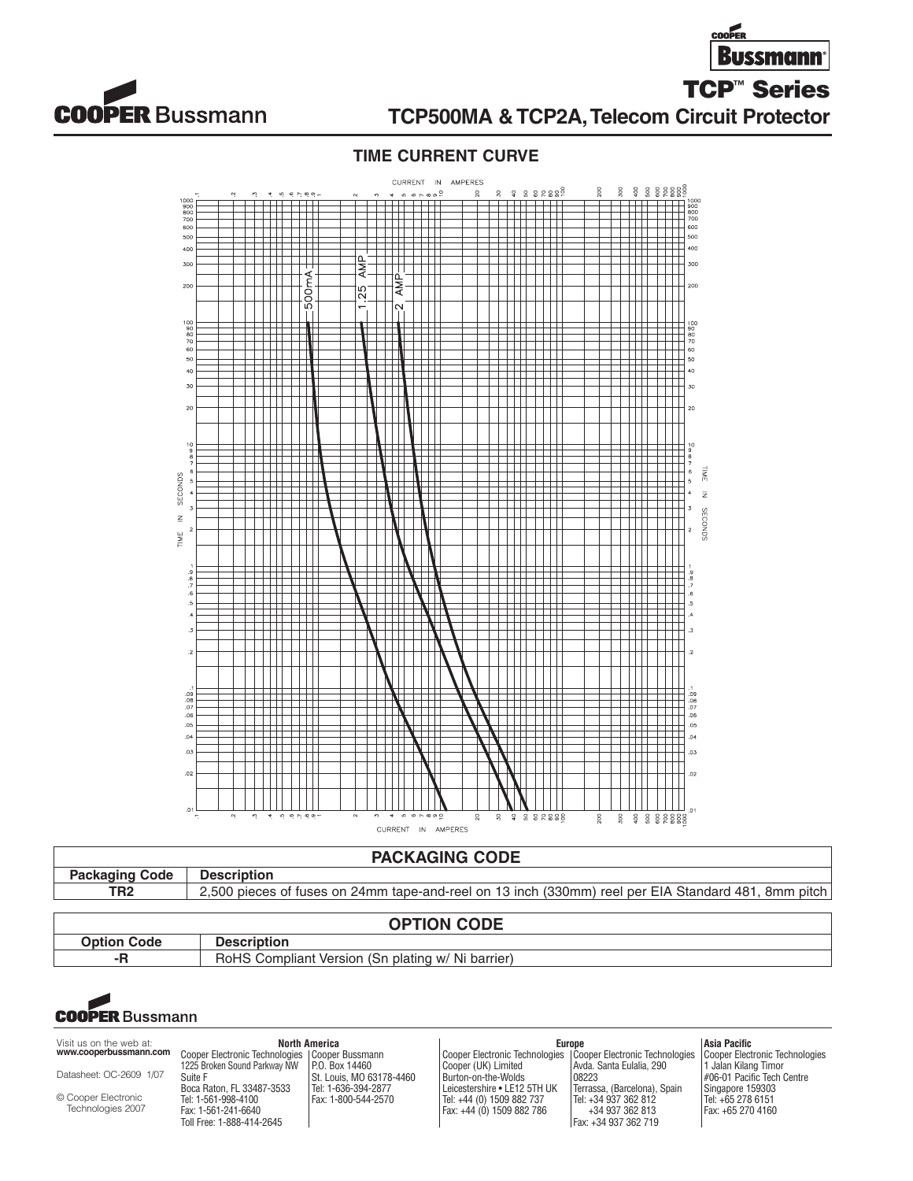# TCP™ Series

## TCP500MA & TCP2A, Telecom Circuit Protector

### TIME CURRENT CURVE

CURRENT IN AMPERES

TIME IN SECONDS

500mA

1.25 AMP

2 AMP

| PACKAGING CODE | |
|---|---|
| **Packaging Code** | **Description** |
| **TR2** | 2,500 pieces of fuses on 24mm tape-and-reel on 13 inch (330mm) reel per EIA Standard 481, 8mm pitch |

| OPTION CODE | |
|---|---|
| **Option Code** | **Description** |
| **-R** | RoHS Compliant Version (Sn plating w/ Ni barrier) |

COOPER Bussmann

Visit us on the web at:
**www.cooperbussmann.com**

Datasheet: OC-2609 1/07

© Cooper Electronic Technologies 2007

**North America**

Cooper Electronic Technologies
1225 Broken Sound Parkway NW
Suite F
Boca Raton, FL 33487-3533
Tel: 1-561-998-4100
Fax: 1-561-241-6640
Toll Free: 1-888-414-2645

Cooper Bussmann
P.O. Box 14460
St. Louis, MO 63178-4460
Tel: 1-636-394-2877
Fax: 1-800-544-2570

**Europe**

Cooper Electronic Technologies
Cooper (UK) Limited
Burton-on-the-Wolds
Leicestershire • LE12 5TH UK
Tel: +44 (0) 1509 882 737
Fax: +44 (0) 1509 882 786

Cooper Electronic Technologies
Avda. Santa Eulalia, 290
08223
Terrassa, (Barcelona), Spain
Tel: +34 937 362 812
+34 937 362 813
Fax: +34 937 362 719

**Asia Pacific**

Cooper Electronic Technologies
1 Jalan Kilang Timor
#06-01 Pacific Tech Centre
Singapore 159303
Tel: +65 278 6151
Fax: +65 270 4160